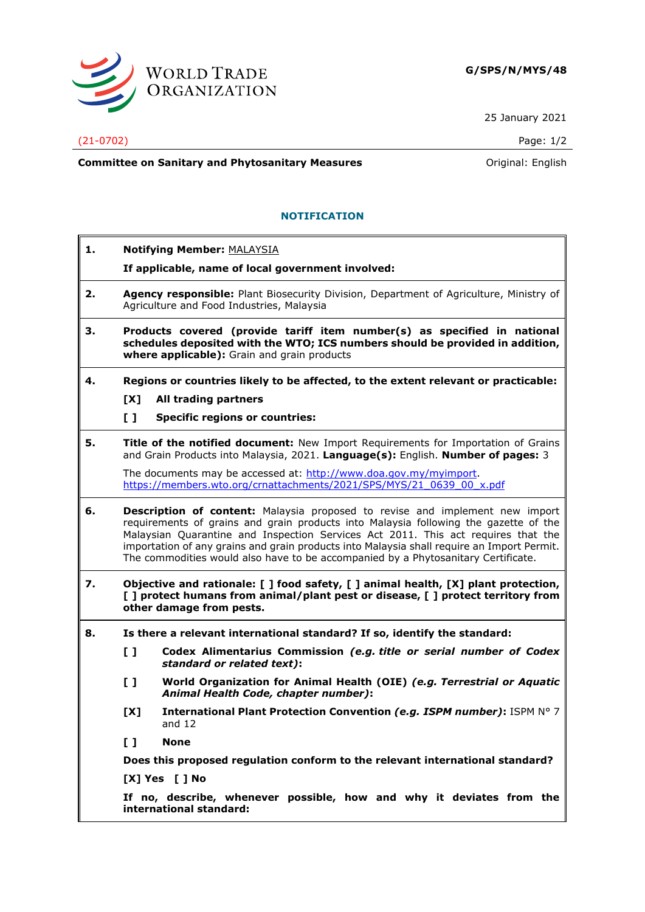WORLD TRADE ORGANIZATION

**G/SPS/N/MYS/48**

25 January 2021

(21-0702)

Page: 1/2

**Committee on Sanitary and Phytosanitary Measures**

Original: English

## NOTIFICATION

**1.** **Notifying Member:** MALAYSIA

**If applicable, name of local government involved:**

**2.** **Agency responsible:** Plant Biosecurity Division, Department of Agriculture, Ministry of Agriculture and Food Industries, Malaysia

**3.** **Products covered (provide tariff item number(s) as specified in national schedules deposited with the WTO; ICS numbers should be provided in addition, where applicable):** Grain and grain products

**4.** **Regions or countries likely to be affected, to the extent relevant or practicable:**

**[X]** **All trading partners**

**[ ]** **Specific regions or countries:**

**5.** **Title of the notified document:** New Import Requirements for Importation of Grains and Grain Products into Malaysia, 2021. **Language(s):** English. **Number of pages:** 3

The documents may be accessed at: http://www.doa.gov.my/myimport.
https://members.wto.org/crnattachments/2021/SPS/MYS/21_0639_00_x.pdf

**6.** **Description of content:** Malaysia proposed to revise and implement new import requirements of grains and grain products into Malaysia following the gazette of the Malaysian Quarantine and Inspection Services Act 2011. This act requires that the importation of any grains and grain products into Malaysia shall require an Import Permit. The commodities would also have to be accompanied by a Phytosanitary Certificate.

**7.** **Objective and rationale: [ ] food safety, [ ] animal health, [X] plant protection, [ ] protect humans from animal/plant pest or disease, [ ] protect territory from other damage from pests.**

**8.** **Is there a relevant international standard? If so, identify the standard:**

**[ ]** **Codex Alimentarius Commission** ***(e.g. title or serial number of Codex standard or related text)*****:**

**[ ]** **World Organization for Animal Health (OIE)** ***(e.g. Terrestrial or Aquatic Animal Health Code, chapter number)*****:**

**[X]** **International Plant Protection Convention** ***(e.g. ISPM number)*****:** ISPM N° 7 and 12

**[ ]** **None**

**Does this proposed regulation conform to the relevant international standard?**

**[X] Yes [ ] No**

**If no, describe, whenever possible, how and why it deviates from the international standard:**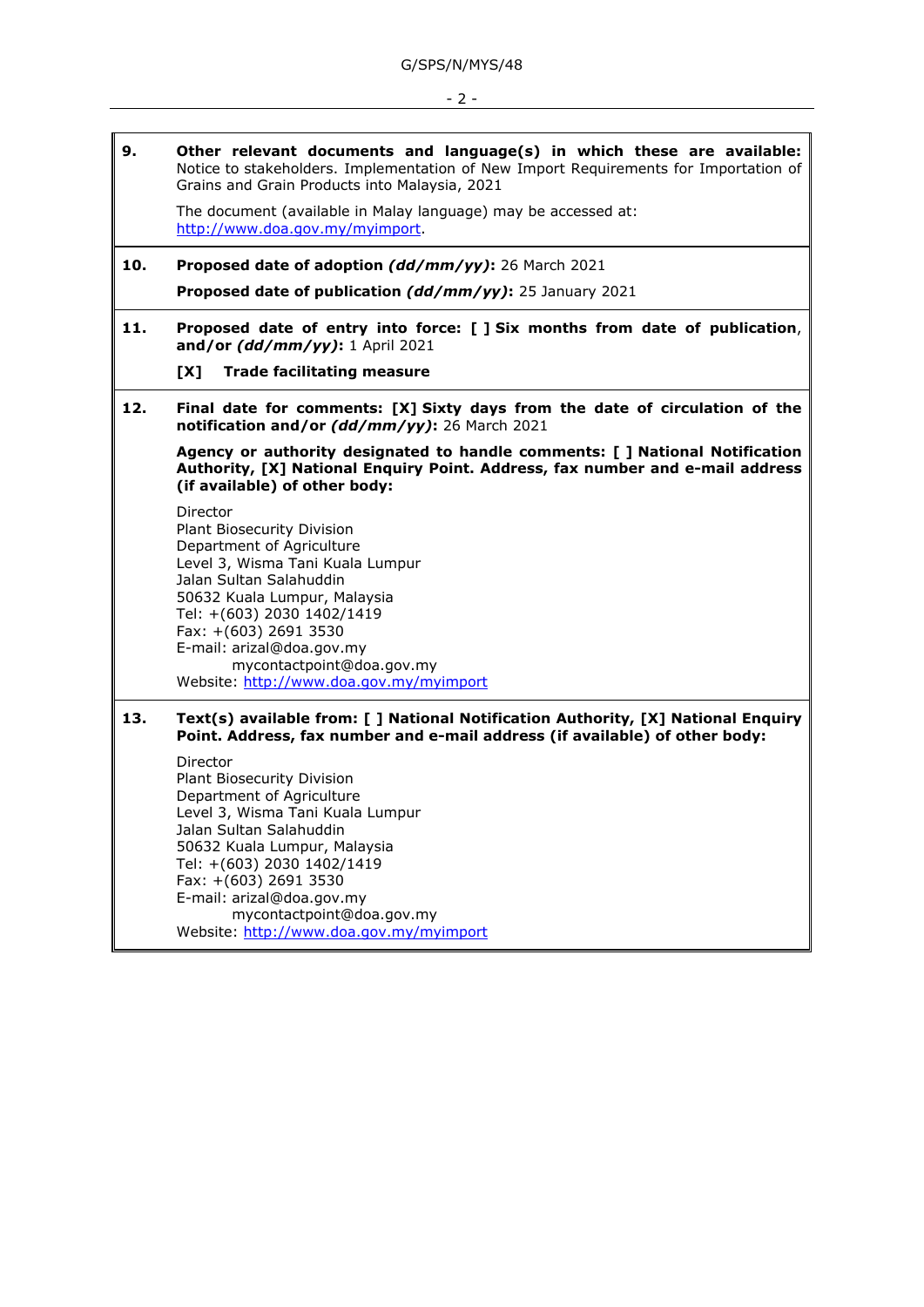**9. Other relevant documents and language(s) in which these are available:** Notice to stakeholders. Implementation of New Import Requirements for Importation of Grains and Grain Products into Malaysia, 2021

The document (available in Malay language) may be accessed at: http://www.doa.gov.my/myimport.

**10. Proposed date of adoption *(dd/mm/yy)*:** 26 March 2021

**Proposed date of publication *(dd/mm/yy)*:** 25 January 2021

**11. Proposed date of entry into force: [ ] Six months from date of publication, and/or *(dd/mm/yy)*:** 1 April 2021

**[X] Trade facilitating measure**

**12. Final date for comments: [X] Sixty days from the date of circulation of the notification and/or *(dd/mm/yy)*:** 26 March 2021

**Agency or authority designated to handle comments: [ ] National Notification Authority, [X] National Enquiry Point. Address, fax number and e-mail address (if available) of other body:**

Director
Plant Biosecurity Division
Department of Agriculture
Level 3, Wisma Tani Kuala Lumpur
Jalan Sultan Salahuddin
50632 Kuala Lumpur, Malaysia
Tel: +(603) 2030 1402/1419
Fax: +(603) 2691 3530
E-mail: arizal@doa.gov.my
mycontactpoint@doa.gov.my
Website: http://www.doa.gov.my/myimport

**13. Text(s) available from: [ ] National Notification Authority, [X] National Enquiry Point. Address, fax number and e-mail address (if available) of other body:**

Director
Plant Biosecurity Division
Department of Agriculture
Level 3, Wisma Tani Kuala Lumpur
Jalan Sultan Salahuddin
50632 Kuala Lumpur, Malaysia
Tel: +(603) 2030 1402/1419
Fax: +(603) 2691 3530
E-mail: arizal@doa.gov.my
mycontactpoint@doa.gov.my
Website: http://www.doa.gov.my/myimport